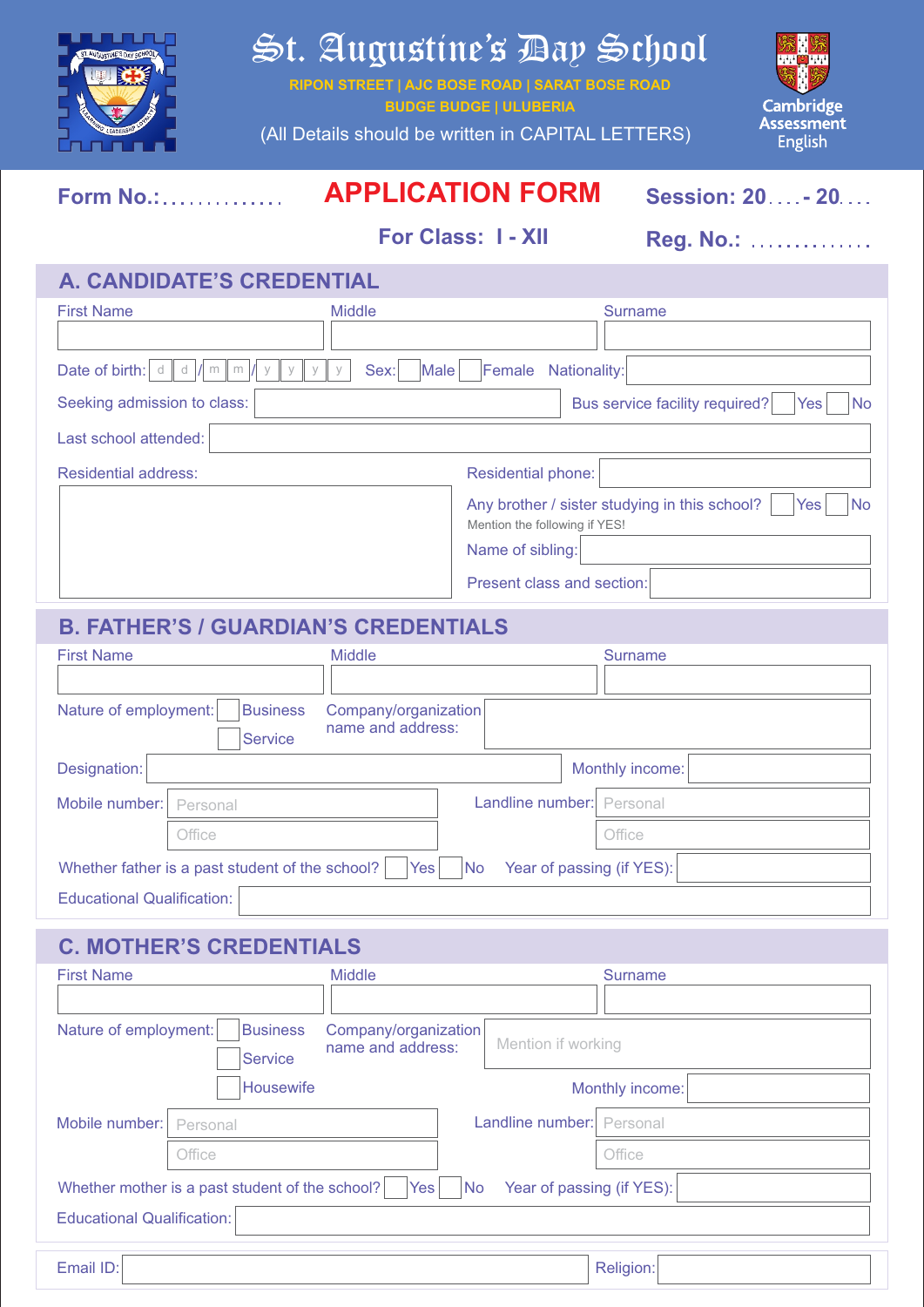# St. Augustine's Day School

RIPON STREET | AJC BOSE ROAD | SARAT BOSE ROAD
BUDGE BUDGE | ULUBERIA

(All Details should be written in CAPITAL LETTERS)

Cambridge Assessment English

Form No.:.............

## APPLICATION FORM

Session: 20....- 20....

For Class: I - XII

Reg. No.: .............

### A. CANDIDATE'S CREDENTIAL

| First Name | Middle | Surname |
|---|---|---|
| | | |

Date of birth: d d / m m / y y y y Sex: ☐ Male ☐ Female Nationality: ____

Seeking admission to class: ____ Bus service facility required? ☐ Yes ☐ No

Last school attended: ____

Residential address: ____

Residential phone: ____

Any brother / sister studying in this school? ☐ Yes ☐ No

Mention the following if YES!

Name of sibling: ____

Present class and section: ____

### B. FATHER'S / GUARDIAN'S CREDENTIALS

| First Name | Middle | Surname |
|---|---|---|
| | | |

Nature of employment: ☐ Business ☐ Service

Company/organization name and address: ____

Designation: ____ Monthly income: ____

Mobile number: Personal ____ Office ____

Landline number: Personal ____ Office ____

Whether father is a past student of the school? ☐ Yes ☐ No Year of passing (if YES): ____

Educational Qualification: ____

### C. MOTHER'S CREDENTIALS

| First Name | Middle | Surname |
|---|---|---|
| | | |

Nature of employment: ☐ Business ☐ Service ☐ Housewife

Company/organization name and address: Mention if working

Monthly income: ____

Mobile number: Personal ____ Office ____

Landline number: Personal ____ Office ____

Whether mother is a past student of the school? ☐ Yes ☐ No Year of passing (if YES): ____

Educational Qualification: ____

Email ID: ____ Religion: ____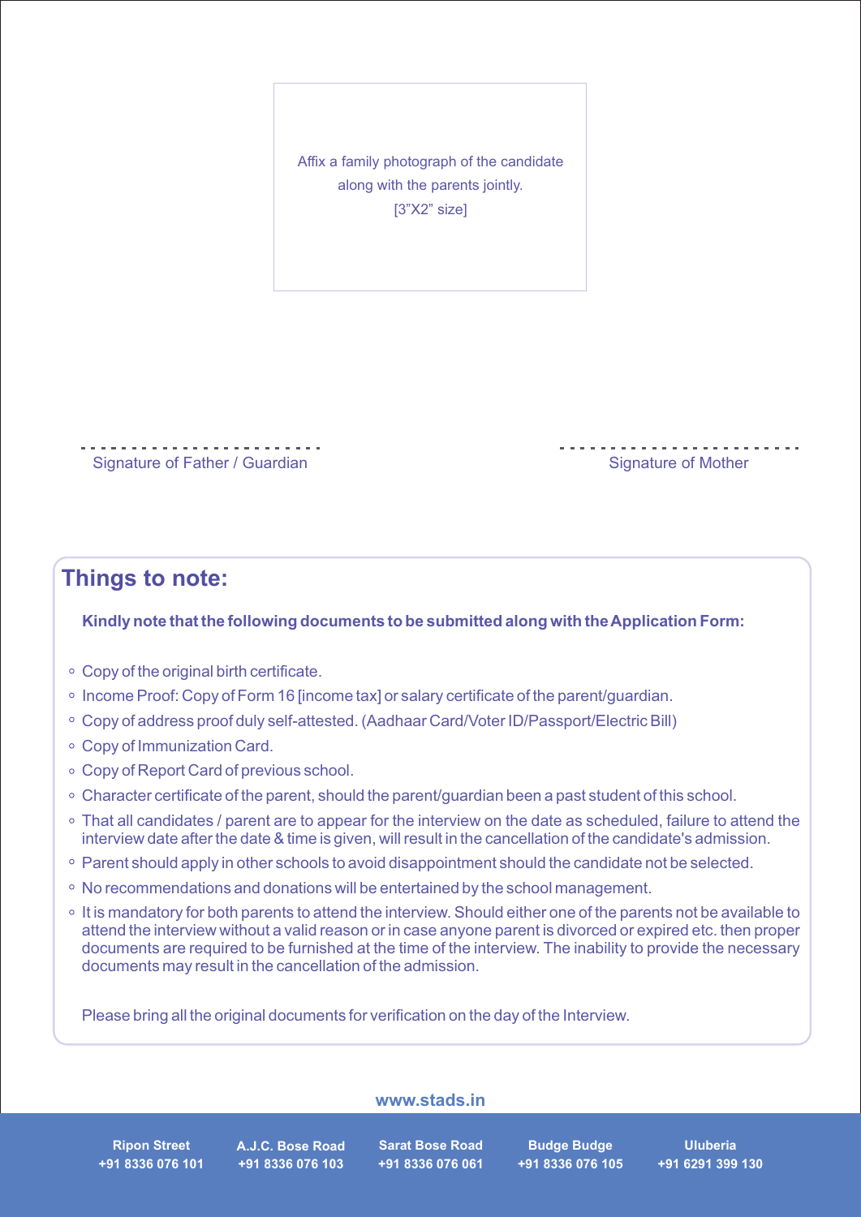Affix a family photograph of the candidate along with the parents jointly. [3"X2" size]

Signature of Father / Guardian

Signature of Mother

## Things to note:

**Kindly note that the following documents to be submitted along with the Application Form:**

- Copy of the original birth certificate.
- Income Proof: Copy of Form 16 [income tax] or salary certificate of the parent/guardian.
- Copy of address proof duly self-attested. (Aadhaar Card/Voter ID/Passport/Electric Bill)
- Copy of Immunization Card.
- Copy of Report Card of previous school.
- Character certificate of the parent, should the parent/guardian been a past student of this school.
- That all candidates / parent are to appear for the interview on the date as scheduled, failure to attend the interview date after the date & time is given, will result in the cancellation of the candidate's admission.
- Parent should apply in other schools to avoid disappointment should the candidate not be selected.
- No recommendations and donations will be entertained by the school management.
- It is mandatory for both parents to attend the interview. Should either one of the parents not be available to attend the interview without a valid reason or in case anyone parent is divorced or expired etc. then proper documents are required to be furnished at the time of the interview. The inability to provide the necessary documents may result in the cancellation of the admission.

Please bring all the original documents for verification on the day of the Interview.

**www.stads.in**

| | | | | |
|---|---|---|---|---|
| **Ripon Street** | **A.J.C. Bose Road** | **Sarat Bose Road** | **Budge Budge** | **Uluberia** |
| **+91 8336 076 101** | **+91 8336 076 103** | **+91 8336 076 061** | **+91 8336 076 105** | **+91 6291 399 130** |